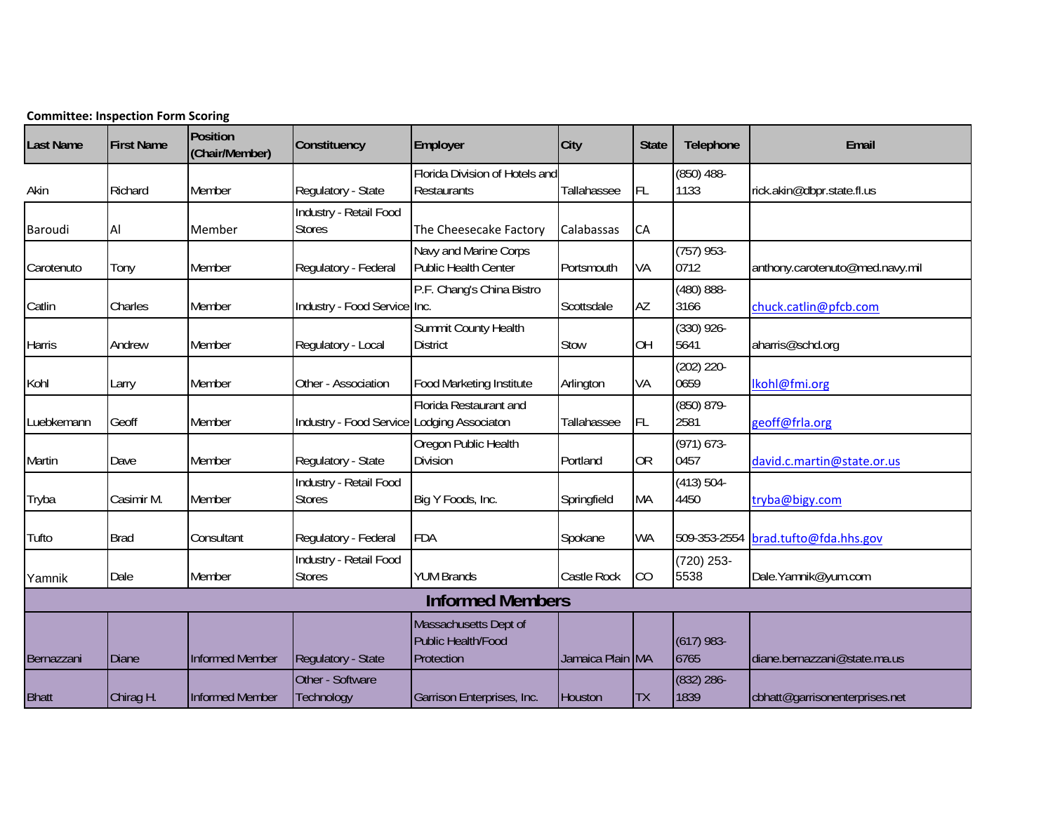**Committee: Inspection Form Scoring**

| Last Name | First Name | Position (Chair/Member) | Constituency | Employer | City | State | Telephone | Email |
|---|---|---|---|---|---|---|---|---|
| Akin | Richard | Member | Regulatory - State | Florida Division of Hotels and Restaurants | Tallahassee | FL | (850) 488-1133 | rick.akin@dbpr.state.fl.us |
| Baroudi | Al | Member | Industry - Retail Food Stores | The Cheesecake Factory | Calabassas | CA | | |
| Carotenuto | Tony | Member | Regulatory - Federal | Navy and Marine Corps Public Health Center | Portsmouth | VA | (757) 953-0712 | anthony.carotenuto@med.navy.mil |
| Catlin | Charles | Member | Industry - Food Service | P.F. Chang's China Bistro Inc. | Scottsdale | AZ | (480) 888-3166 | chuck.catlin@pfcb.com |
| Harris | Andrew | Member | Regulatory - Local | Summit County Health District | Stow | OH | (330) 926-5641 | aharris@schd.org |
| Kohl | Larry | Member | Other - Association | Food Marketing Institute | Arlington | VA | (202) 220-0659 | lkohl@fmi.org |
| Luebkemann | Geoff | Member | Industry - Food Service | Florida Restaurant and Lodging Associaton | Tallahassee | FL | (850) 879-2581 | geoff@frla.org |
| Martin | Dave | Member | Regulatory - State | Oregon Public Health Division | Portland | OR | (971) 673-0457 | david.c.martin@state.or.us |
| Tryba | Casimir M. | Member | Industry - Retail Food Stores | Big Y Foods, Inc. | Springfield | MA | (413) 504-4450 | tryba@bigy.com |
| Tufto | Brad | Consultant | Regulatory - Federal | FDA | Spokane | WA | 509-353-2554 | brad.tufto@fda.hhs.gov |
| Yamnik | Dale | Member | Industry - Retail Food Stores | YUM Brands | Castle Rock | CO | (720) 253-5538 | Dale.Yamnik@yum.com |
| **Informed Members** | | | | | | | | |
| Bernazzani | Diane | Informed Member | Regulatory - State | Massachusetts Dept of Public Health/Food Protection | Jamaica Plain | MA | (617) 983-6765 | diane.bernazzani@state.ma.us |
| Bhatt | Chirag H. | Informed Member | Other - Software Technology | Garrison Enterprises, Inc. | Houston | TX | (832) 286-1839 | cbhatt@garrisonenterprises.net |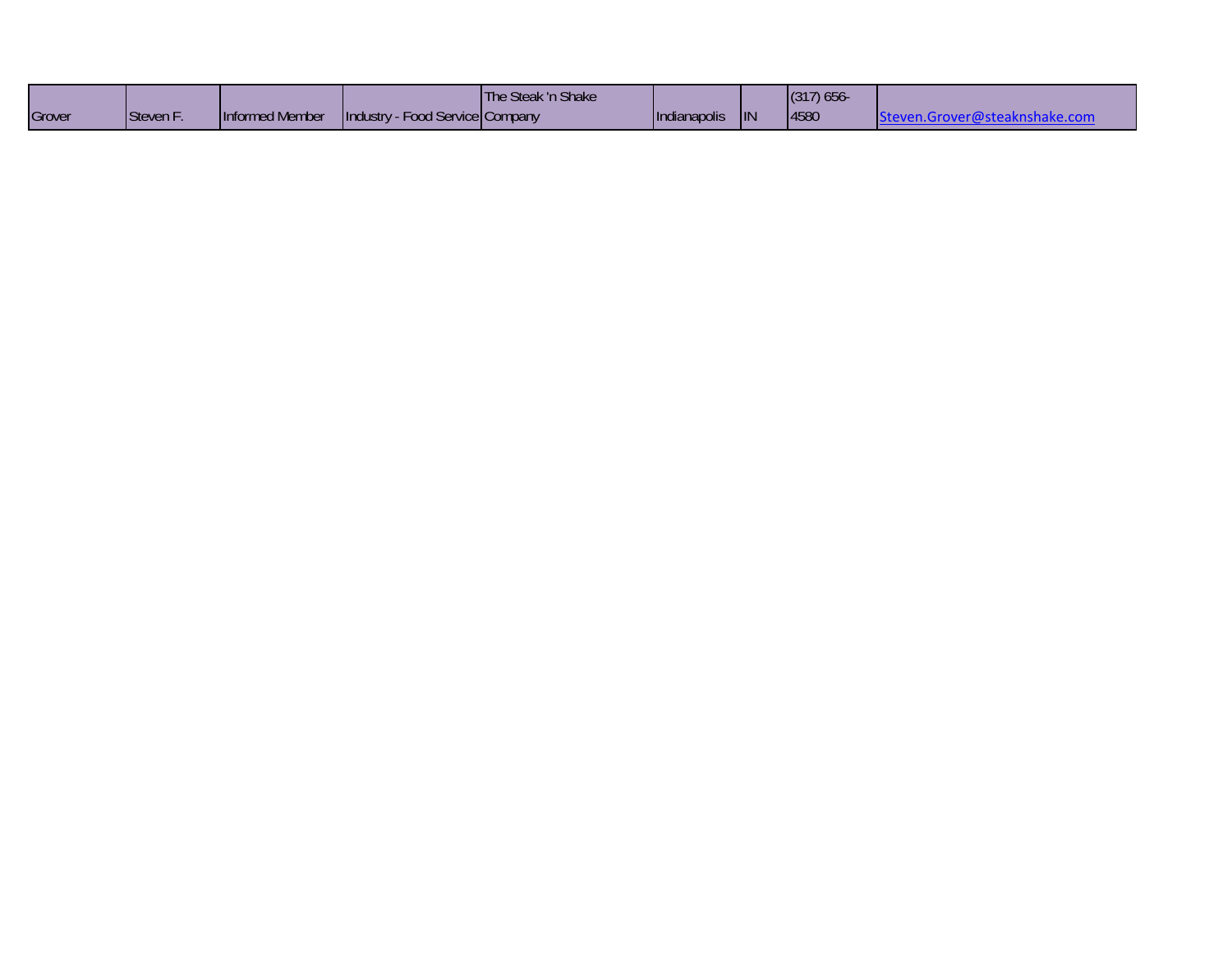| Grover | Steven F. | Informed Member | Industry - Food Service | The Steak 'n Shake Company | Indianapolis | IN | (317) 656-4580 | Steven.Grover@steaknshake.com |
|---|---|---|---|---|---|---|---|---|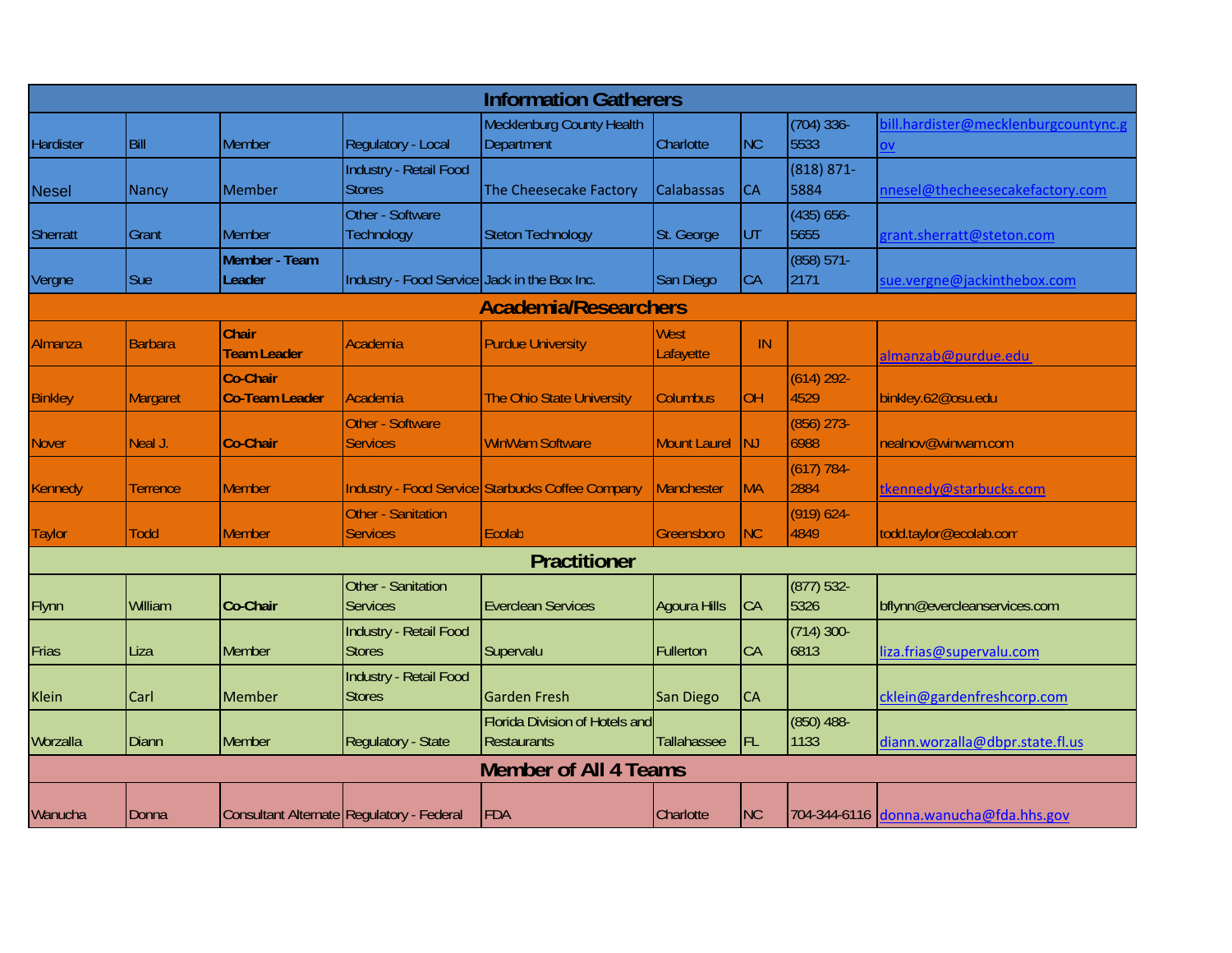| | | | | | | | | |
|---|---|---|---|---|---|---|---|---|
| **Information Gatherers** | | | | | | | | |
| Hardister | Bill | Member | Regulatory - Local | Mecklenburg County Health Department | Charlotte | NC | (704) 336-5533 | bill.hardister@mecklenburgcountync.gov |
| Nesel | Nancy | Member | Industry - Retail Food Stores | The Cheesecake Factory | Calabassas | CA | (818) 871-5884 | nnesel@thecheesecakefactory.com |
| Sherratt | Grant | Member | Other - Software Technology | Steton Technology | St. George | UT | (435) 656-5655 | grant.sherratt@steton.com |
| Vergne | Sue | **Member - Team Leader** | Industry - Food Service | Jack in the Box Inc. | San Diego | CA | (858) 571-2171 | sue.vergne@jackinthebox.com |
| **Academia/Researchers** | | | | | | | | |
| Almanza | Barbara | **Chair Team Leader** | Academia | Purdue University | West Lafayette | IN | | almanzab@purdue.edu |
| Binkley | Margaret | **Co-Chair Co-Team Leader** | Academia | The Ohio State University | Columbus | OH | (614) 292-4529 | binkley.62@osu.edu |
| Nover | Neal J. | **Co-Chair** | Other - Software Services | WinWam Software | Mount Laurel | NJ | (856) 273-6988 | nealnov@winwam.com |
| Kennedy | Terrence | Member | Industry - Food Service | Starbucks Coffee Company | Manchester | MA | (617) 784-2884 | tkennedy@starbucks.com |
| Taylor | Todd | Member | Other - Sanitation Services | Ecolab | Greensboro | NC | (919) 624-4849 | todd.taylor@ecolab.com |
| **Practitioner** | | | | | | | | |
| Flynn | William | **Co-Chair** | Other - Sanitation Services | Everclean Services | Agoura Hills | CA | (877) 532-5326 | bflynn@evercleanservices.com |
| Frias | Liza | Member | Industry - Retail Food Stores | Supervalu | Fullerton | CA | (714) 300-6813 | liza.frias@supervalu.com |
| Klein | Carl | Member | Industry - Retail Food Stores | Garden Fresh | San Diego | CA | | cklein@gardenfreshcorp.com |
| Worzalla | Diann | Member | Regulatory - State | Florida Division of Hotels and Restaurants | Tallahassee | FL | (850) 488-1133 | diann.worzalla@dbpr.state.fl.us |
| **Member of All 4 Teams** | | | | | | | | |
| Wanucha | Donna | Consultant Alternate | Regulatory - Federal | FDA | Charlotte | NC | 704-344-6116 | donna.wanucha@fda.hhs.gov |